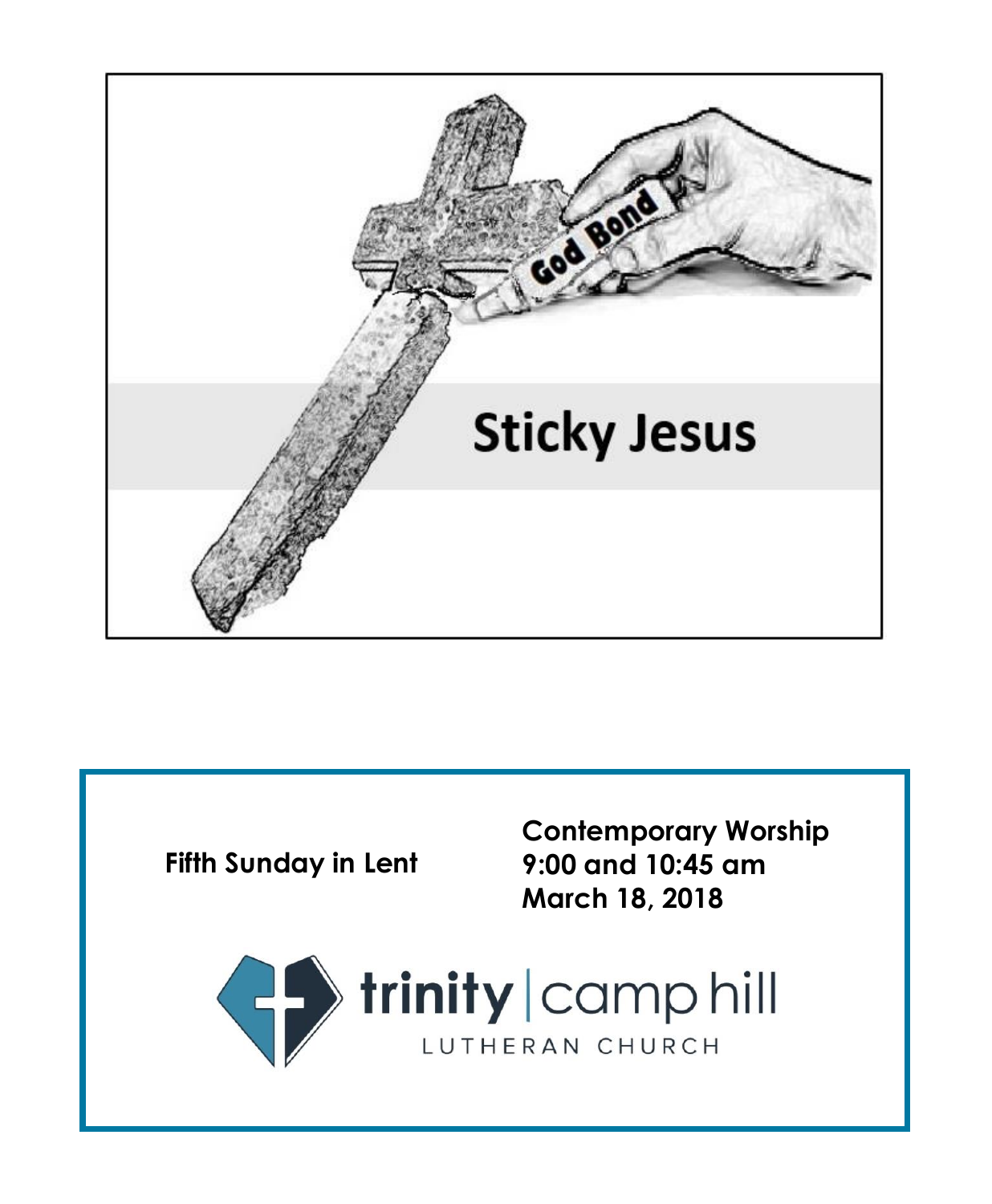# Sticky Jesus

**Fifth Sunday in Lent**

**Contemporary Worship**
**9:00 and 10:45 am**
**March 18, 2018**

trinity | camp hill
LUTHERAN CHURCH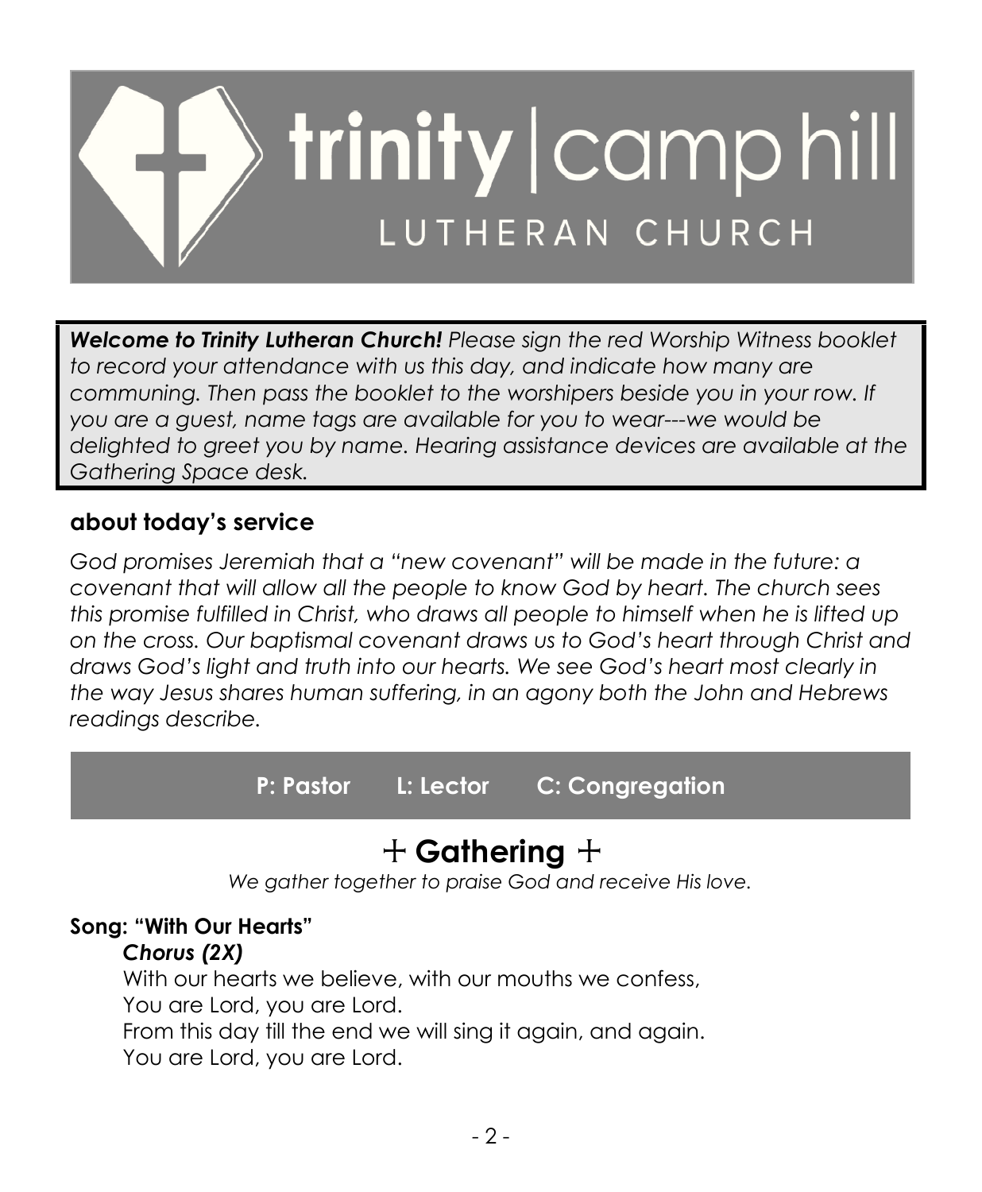# trinity | camp hill

## LUTHERAN CHURCH

***Welcome to Trinity Lutheran Church!*** *Please sign the red Worship Witness booklet to record your attendance with us this day, and indicate how many are communing. Then pass the booklet to the worshipers beside you in your row. If you are a guest, name tags are available for you to wear---we would be delighted to greet you by name. Hearing assistance devices are available at the Gathering Space desk.*

### about today's service

*God promises Jeremiah that a "new covenant" will be made in the future: a covenant that will allow all the people to know God by heart. The church sees this promise fulfilled in Christ, who draws all people to himself when he is lifted up on the cross. Our baptismal covenant draws us to God's heart through Christ and draws God's light and truth into our hearts. We see God's heart most clearly in the way Jesus shares human suffering, in an agony both the John and Hebrews readings describe.*

**P: Pastor L: Lector C: Congregation**

## + Gathering +

*We gather together to praise God and receive His love.*

**Song: "With Our Hearts"**

***Chorus (2X)***

With our hearts we believe, with our mouths we confess,
You are Lord, you are Lord.
From this day till the end we will sing it again, and again.
You are Lord, you are Lord.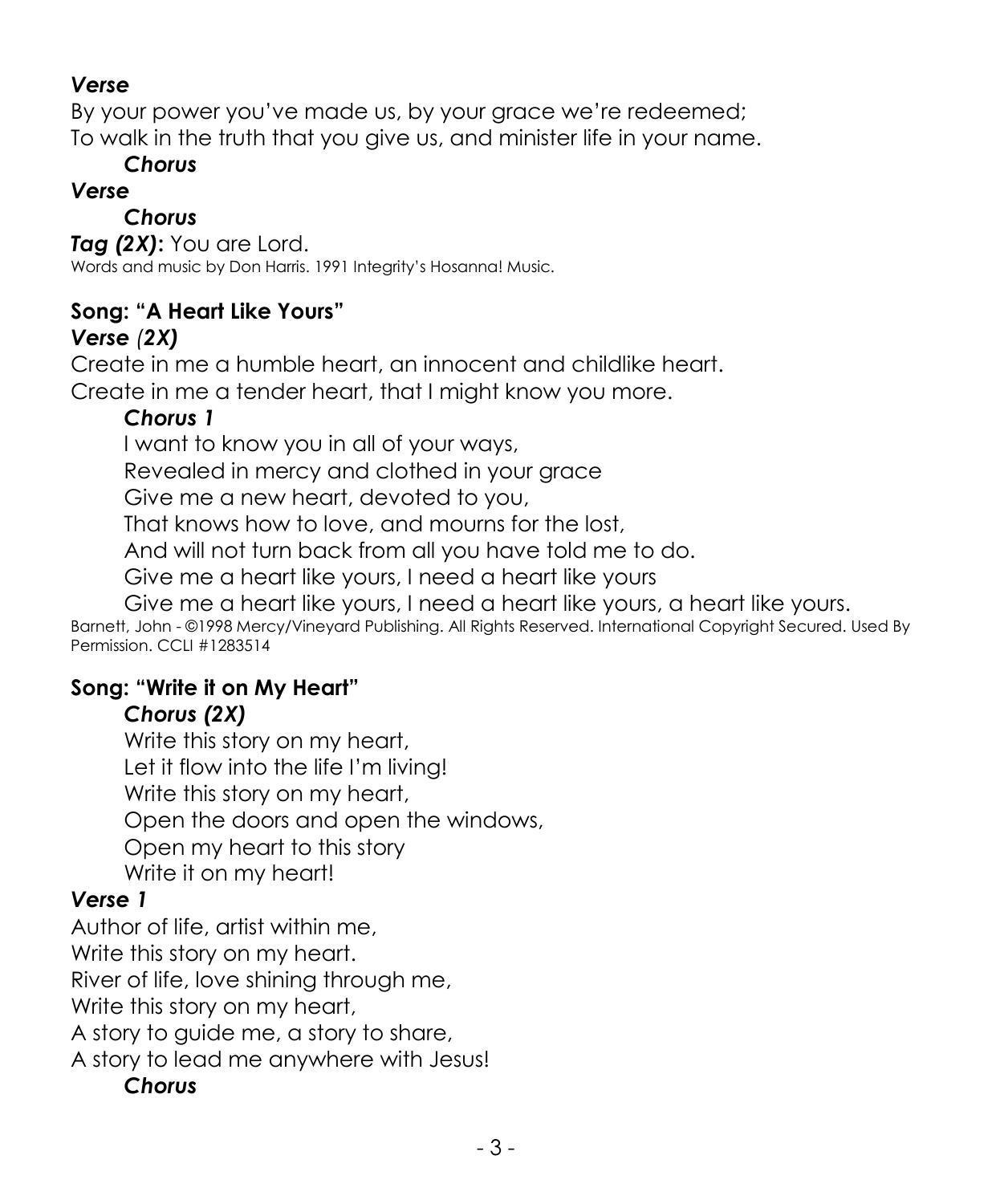***Verse***

By your power you've made us, by your grace we're redeemed;
To walk in the truth that you give us, and minister life in your name.

***Chorus***

***Verse***

***Chorus***

***Tag (2X)*:** You are Lord.

Words and music by Don Harris. 1991 Integrity's Hosanna! Music.

**Song: "A Heart Like Yours"**

***Verse (2X)***

Create in me a humble heart, an innocent and childlike heart.
Create in me a tender heart, that I might know you more.

***Chorus 1***

I want to know you in all of your ways,
Revealed in mercy and clothed in your grace
Give me a new heart, devoted to you,
That knows how to love, and mourns for the lost,
And will not turn back from all you have told me to do.
Give me a heart like yours, I need a heart like yours
Give me a heart like yours, I need a heart like yours, a heart like yours.

Barnett, John - ©1998 Mercy/Vineyard Publishing. All Rights Reserved. International Copyright Secured. Used By Permission. CCLI #1283514

**Song: "Write it on My Heart"**

***Chorus (2X)***

Write this story on my heart,
Let it flow into the life I'm living!
Write this story on my heart,
Open the doors and open the windows,
Open my heart to this story
Write it on my heart!

***Verse 1***

Author of life, artist within me,
Write this story on my heart.
River of life, love shining through me,
Write this story on my heart,
A story to guide me, a story to share,
A story to lead me anywhere with Jesus!

***Chorus***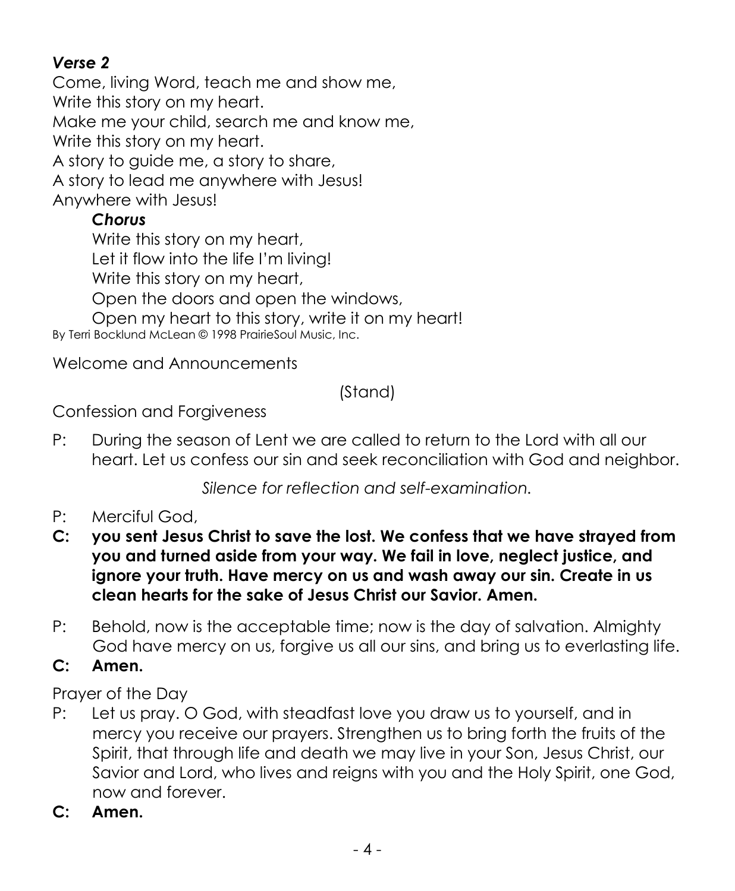***Verse 2***

Come, living Word, teach me and show me,
Write this story on my heart.
Make me your child, search me and know me,
Write this story on my heart.
A story to guide me, a story to share,
A story to lead me anywhere with Jesus!
Anywhere with Jesus!

> ***Chorus***
>
> Write this story on my heart,
> Let it flow into the life I'm living!
> Write this story on my heart,
> Open the doors and open the windows,
> Open my heart to this story, write it on my heart!

By Terri Bocklund McLean © 1998 PrairieSoul Music, Inc.

Welcome and Announcements

(Stand)

Confession and Forgiveness

P: During the season of Lent we are called to return to the Lord with all our heart. Let us confess our sin and seek reconciliation with God and neighbor.

*Silence for reflection and self-examination.*

P: Merciful God,

**C: you sent Jesus Christ to save the lost. We confess that we have strayed from you and turned aside from your way. We fail in love, neglect justice, and ignore your truth. Have mercy on us and wash away our sin. Create in us clean hearts for the sake of Jesus Christ our Savior. Amen.**

P: Behold, now is the acceptable time; now is the day of salvation. Almighty God have mercy on us, forgive us all our sins, and bring us to everlasting life.

**C: Amen.**

Prayer of the Day

P: Let us pray. O God, with steadfast love you draw us to yourself, and in mercy you receive our prayers. Strengthen us to bring forth the fruits of the Spirit, that through life and death we may live in your Son, Jesus Christ, our Savior and Lord, who lives and reigns with you and the Holy Spirit, one God, now and forever.

**C: Amen.**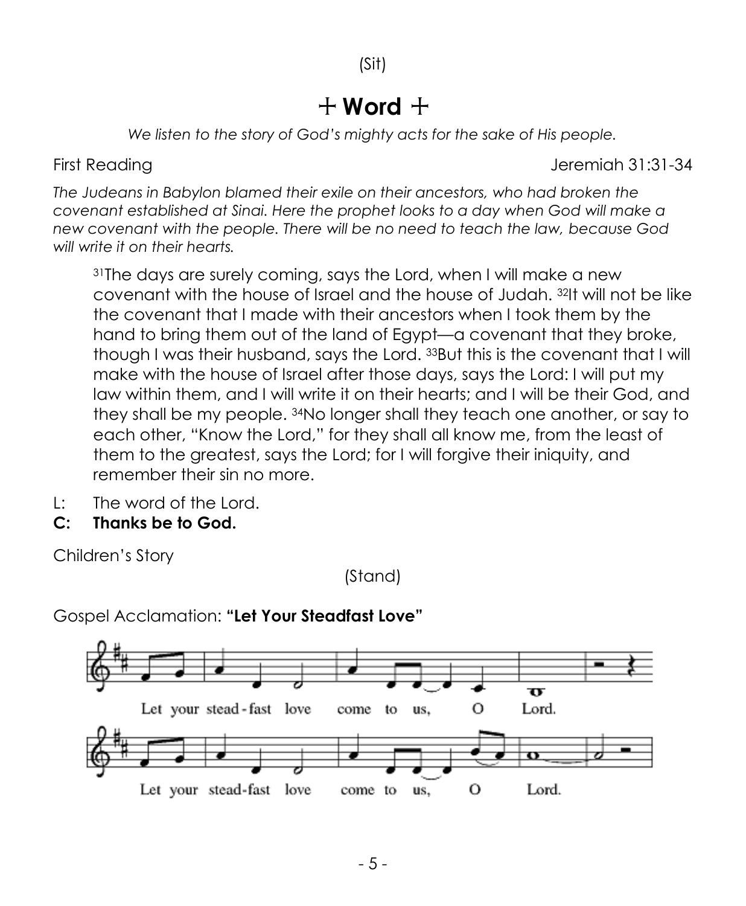(Sit)

# + Word +

*We listen to the story of God's mighty acts for the sake of His people.*

First Reading Jeremiah 31:31-34

*The Judeans in Babylon blamed their exile on their ancestors, who had broken the covenant established at Sinai. Here the prophet looks to a day when God will make a new covenant with the people. There will be no need to teach the law, because God will write it on their hearts.*

> [31]The days are surely coming, says the Lord, when I will make a new covenant with the house of Israel and the house of Judah. [32]It will not be like the covenant that I made with their ancestors when I took them by the hand to bring them out of the land of Egypt—a covenant that they broke, though I was their husband, says the Lord. [33]But this is the covenant that I will make with the house of Israel after those days, says the Lord: I will put my law within them, and I will write it on their hearts; and I will be their God, and they shall be my people. [34]No longer shall they teach one another, or say to each other, "Know the Lord," for they shall all know me, from the least of them to the greatest, says the Lord; for I will forgive their iniquity, and remember their sin no more.

L: The word of the Lord.
**C: Thanks be to God.**

Children's Story

(Stand)

Gospel Acclamation: **"Let Your Steadfast Love"**

Let your stead-fast love come to us, O Lord.
Let your stead-fast love come to us, O Lord.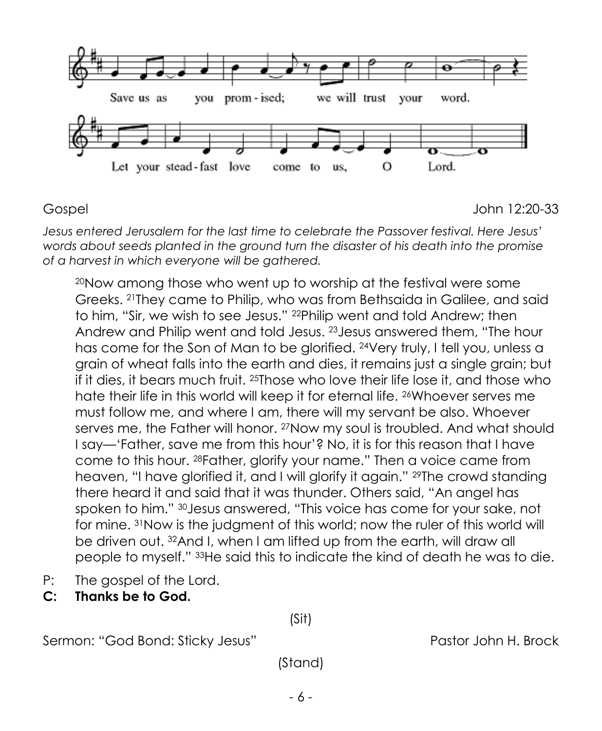Save us as you prom - ised; we will trust your word.

Let your stead - fast love come to us, O Lord.

Gospel John 12:20-33

*Jesus entered Jerusalem for the last time to celebrate the Passover festival. Here Jesus' words about seeds planted in the ground turn the disaster of his death into the promise of a harvest in which everyone will be gathered.*

> [20]Now among those who went up to worship at the festival were some Greeks. [21]They came to Philip, who was from Bethsaida in Galilee, and said to him, "Sir, we wish to see Jesus." [22]Philip went and told Andrew; then Andrew and Philip went and told Jesus. [23]Jesus answered them, "The hour has come for the Son of Man to be glorified. [24]Very truly, I tell you, unless a grain of wheat falls into the earth and dies, it remains just a single grain; but if it dies, it bears much fruit. [25]Those who love their life lose it, and those who hate their life in this world will keep it for eternal life. [26]Whoever serves me must follow me, and where I am, there will my servant be also. Whoever serves me, the Father will honor. [27]Now my soul is troubled. And what should I say—'Father, save me from this hour'? No, it is for this reason that I have come to this hour. [28]Father, glorify your name." Then a voice came from heaven, "I have glorified it, and I will glorify it again." [29]The crowd standing there heard it and said that it was thunder. Others said, "An angel has spoken to him." [30]Jesus answered, "This voice has come for your sake, not for mine. [31]Now is the judgment of this world; now the ruler of this world will be driven out. [32]And I, when I am lifted up from the earth, will draw all people to myself." [33]He said this to indicate the kind of death he was to die.

P: The gospel of the Lord.
**C: Thanks be to God.**

(Sit)

Sermon: "God Bond: Sticky Jesus" Pastor John H. Brock

(Stand)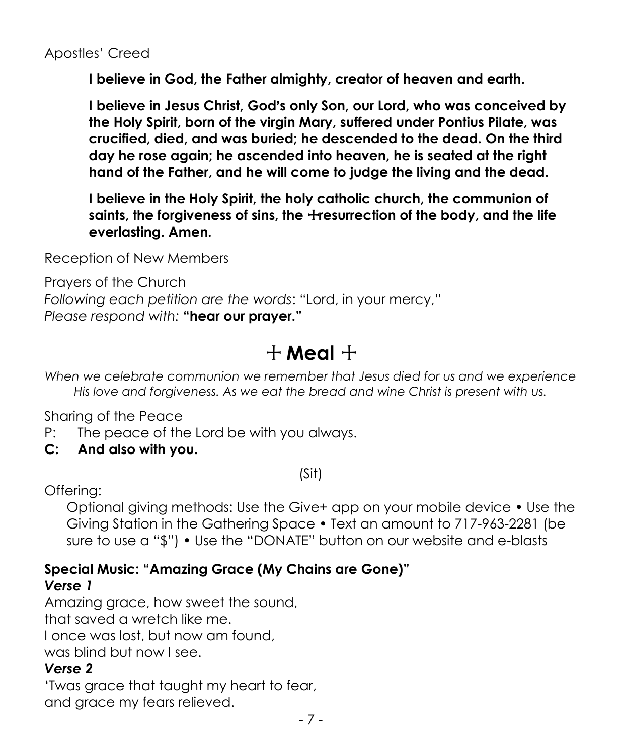Apostles' Creed

**I believe in God, the Father almighty, creator of heaven and earth.**

**I believe in Jesus Christ, God's only Son, our Lord, who was conceived by the Holy Spirit, born of the virgin Mary, suffered under Pontius Pilate, was crucified, died, and was buried; he descended to the dead. On the third day he rose again; he ascended into heaven, he is seated at the right hand of the Father, and he will come to judge the living and the dead.**

**I believe in the Holy Spirit, the holy catholic church, the communion of saints, the forgiveness of sins, the ☩resurrection of the body, and the life everlasting. Amen.**

Reception of New Members

Prayers of the Church
*Following each petition are the words*: "Lord, in your mercy,"
*Please respond with:* **"hear our prayer."**

## ☩ Meal ☩

*When we celebrate communion we remember that Jesus died for us and we experience His love and forgiveness. As we eat the bread and wine Christ is present with us.*

Sharing of the Peace
P: The peace of the Lord be with you always.
**C: And also with you.**

(Sit)

Offering:
Optional giving methods: Use the Give+ app on your mobile device • Use the Giving Station in the Gathering Space • Text an amount to 717-963-2281 (be sure to use a "$") • Use the "DONATE" button on our website and e-blasts

**Special Music: "Amazing Grace (My Chains are Gone)"**
***Verse 1***
Amazing grace, how sweet the sound,
that saved a wretch like me.
I once was lost, but now am found,
was blind but now I see.
***Verse 2***
'Twas grace that taught my heart to fear,
and grace my fears relieved.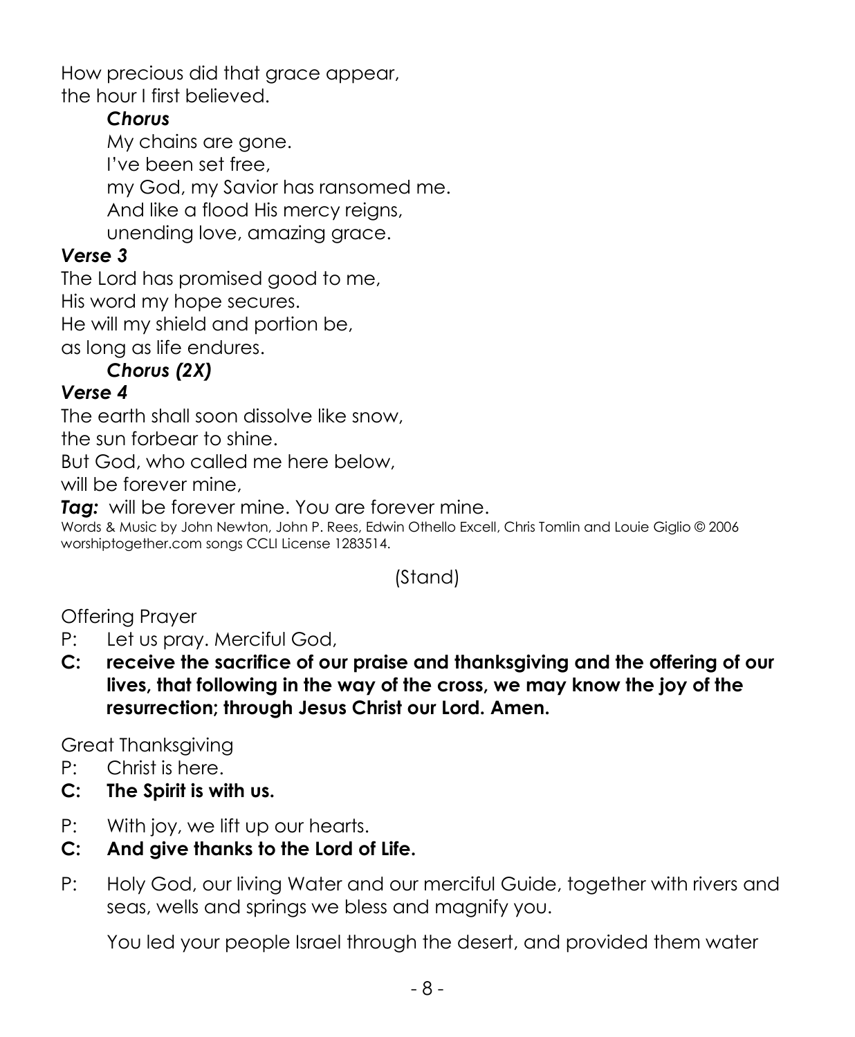How precious did that grace appear,
the hour I first believed.

***Chorus***

My chains are gone.
I've been set free,
my God, my Savior has ransomed me.
And like a flood His mercy reigns,
unending love, amazing grace.

***Verse 3***

The Lord has promised good to me,
His word my hope secures.
He will my shield and portion be,
as long as life endures.

***Chorus (2X)***

***Verse 4***

The earth shall soon dissolve like snow,
the sun forbear to shine.
But God, who called me here below,
will be forever mine,

***Tag:*** will be forever mine. You are forever mine.

Words & Music by John Newton, John P. Rees, Edwin Othello Excell, Chris Tomlin and Louie Giglio © 2006 worshiptogether.com songs CCLI License 1283514.

(Stand)

Offering Prayer

P: Let us pray. Merciful God,

**C: receive the sacrifice of our praise and thanksgiving and the offering of our lives, that following in the way of the cross, we may know the joy of the resurrection; through Jesus Christ our Lord. Amen.**

Great Thanksgiving

P: Christ is here.

**C: The Spirit is with us.**

P: With joy, we lift up our hearts.

**C: And give thanks to the Lord of Life.**

P: Holy God, our living Water and our merciful Guide, together with rivers and seas, wells and springs we bless and magnify you.

You led your people Israel through the desert, and provided them water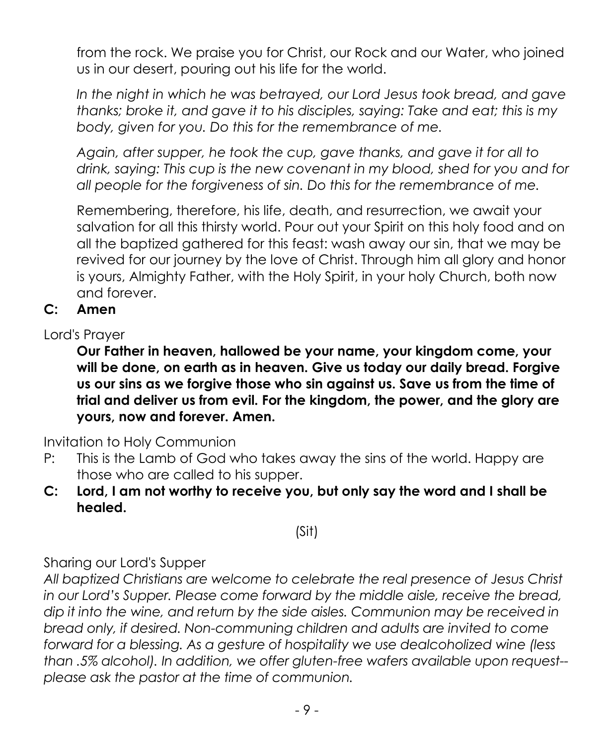from the rock. We praise you for Christ, our Rock and our Water, who joined us in our desert, pouring out his life for the world.

*In the night in which he was betrayed, our Lord Jesus took bread, and gave thanks; broke it, and gave it to his disciples, saying: Take and eat; this is my body, given for you. Do this for the remembrance of me.*

*Again, after supper, he took the cup, gave thanks, and gave it for all to drink, saying: This cup is the new covenant in my blood, shed for you and for all people for the forgiveness of sin. Do this for the remembrance of me.*

Remembering, therefore, his life, death, and resurrection, we await your salvation for all this thirsty world. Pour out your Spirit on this holy food and on all the baptized gathered for this feast: wash away our sin, that we may be revived for our journey by the love of Christ. Through him all glory and honor is yours, Almighty Father, with the Holy Spirit, in your holy Church, both now and forever.

**C: Amen**

Lord's Prayer

**Our Father in heaven, hallowed be your name, your kingdom come, your will be done, on earth as in heaven. Give us today our daily bread. Forgive us our sins as we forgive those who sin against us. Save us from the time of trial and deliver us from evil. For the kingdom, the power, and the glory are yours, now and forever. Amen.**

Invitation to Holy Communion

P: This is the Lamb of God who takes away the sins of the world. Happy are those who are called to his supper.

**C: Lord, I am not worthy to receive you, but only say the word and I shall be healed.**

(Sit)

Sharing our Lord's Supper

*All baptized Christians are welcome to celebrate the real presence of Jesus Christ in our Lord's Supper. Please come forward by the middle aisle, receive the bread, dip it into the wine, and return by the side aisles. Communion may be received in bread only, if desired. Non-communing children and adults are invited to come forward for a blessing. As a gesture of hospitality we use dealcoholized wine (less than .5% alcohol). In addition, we offer gluten-free wafers available upon request--please ask the pastor at the time of communion.*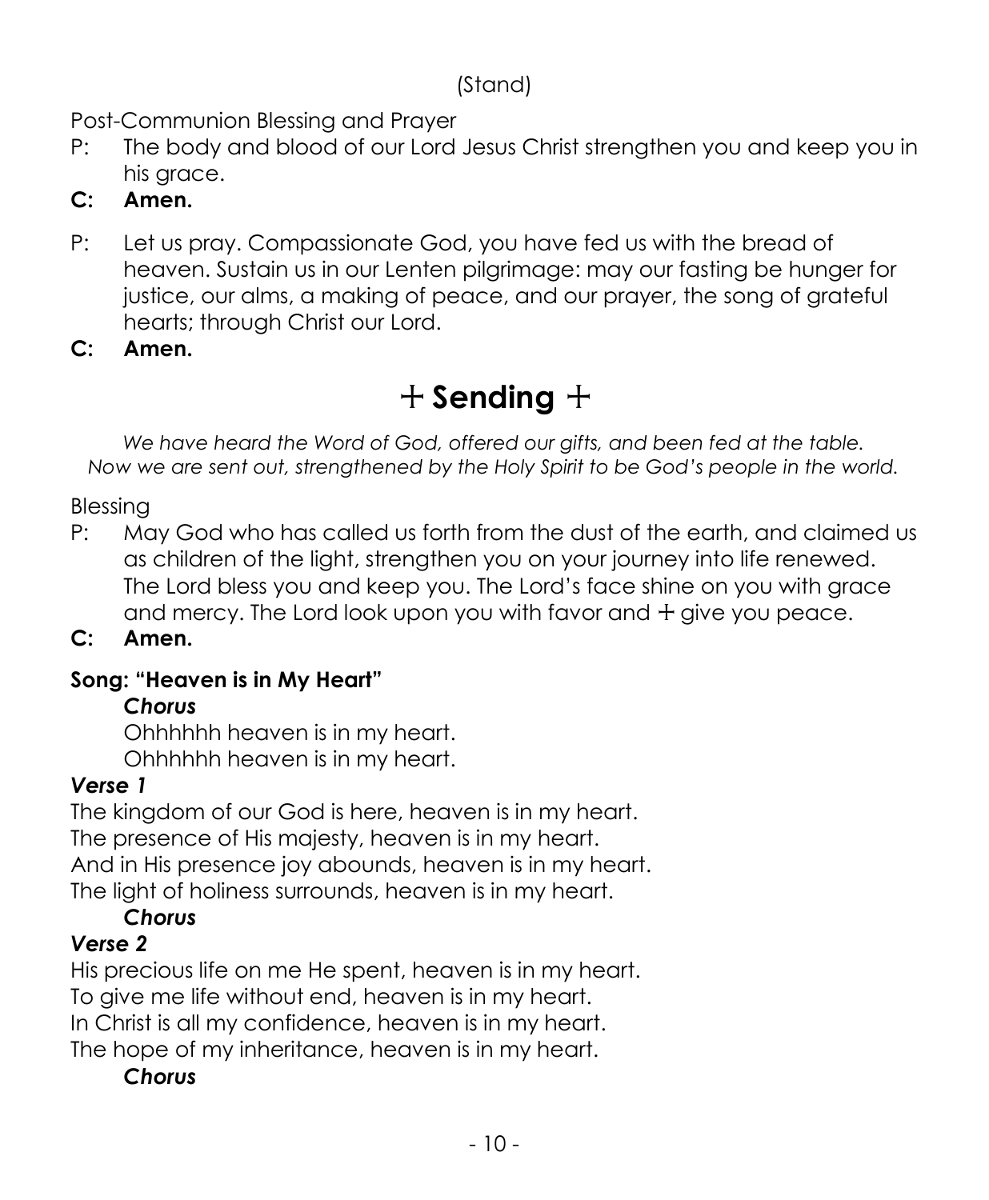(Stand)

Post-Communion Blessing and Prayer

P: The body and blood of our Lord Jesus Christ strengthen you and keep you in his grace.

**C: Amen.**

P: Let us pray. Compassionate God, you have fed us with the bread of heaven. Sustain us in our Lenten pilgrimage: may our fasting be hunger for justice, our alms, a making of peace, and our prayer, the song of grateful hearts; through Christ our Lord.

**C: Amen.**

# + Sending +

*We have heard the Word of God, offered our gifts, and been fed at the table. Now we are sent out, strengthened by the Holy Spirit to be God's people in the world.*

Blessing

P: May God who has called us forth from the dust of the earth, and claimed us as children of the light, strengthen you on your journey into life renewed. The Lord bless you and keep you. The Lord's face shine on you with grace and mercy. The Lord look upon you with favor and + give you peace.

**C: Amen.**

**Song: "Heaven is in My Heart"**

***Chorus***

Ohhhhhh heaven is in my heart.
Ohhhhhh heaven is in my heart.

***Verse 1***

The kingdom of our God is here, heaven is in my heart.
The presence of His majesty, heaven is in my heart.
And in His presence joy abounds, heaven is in my heart.
The light of holiness surrounds, heaven is in my heart.

***Chorus***

***Verse 2***

His precious life on me He spent, heaven is in my heart.
To give me life without end, heaven is in my heart.
In Christ is all my confidence, heaven is in my heart.
The hope of my inheritance, heaven is in my heart.

***Chorus***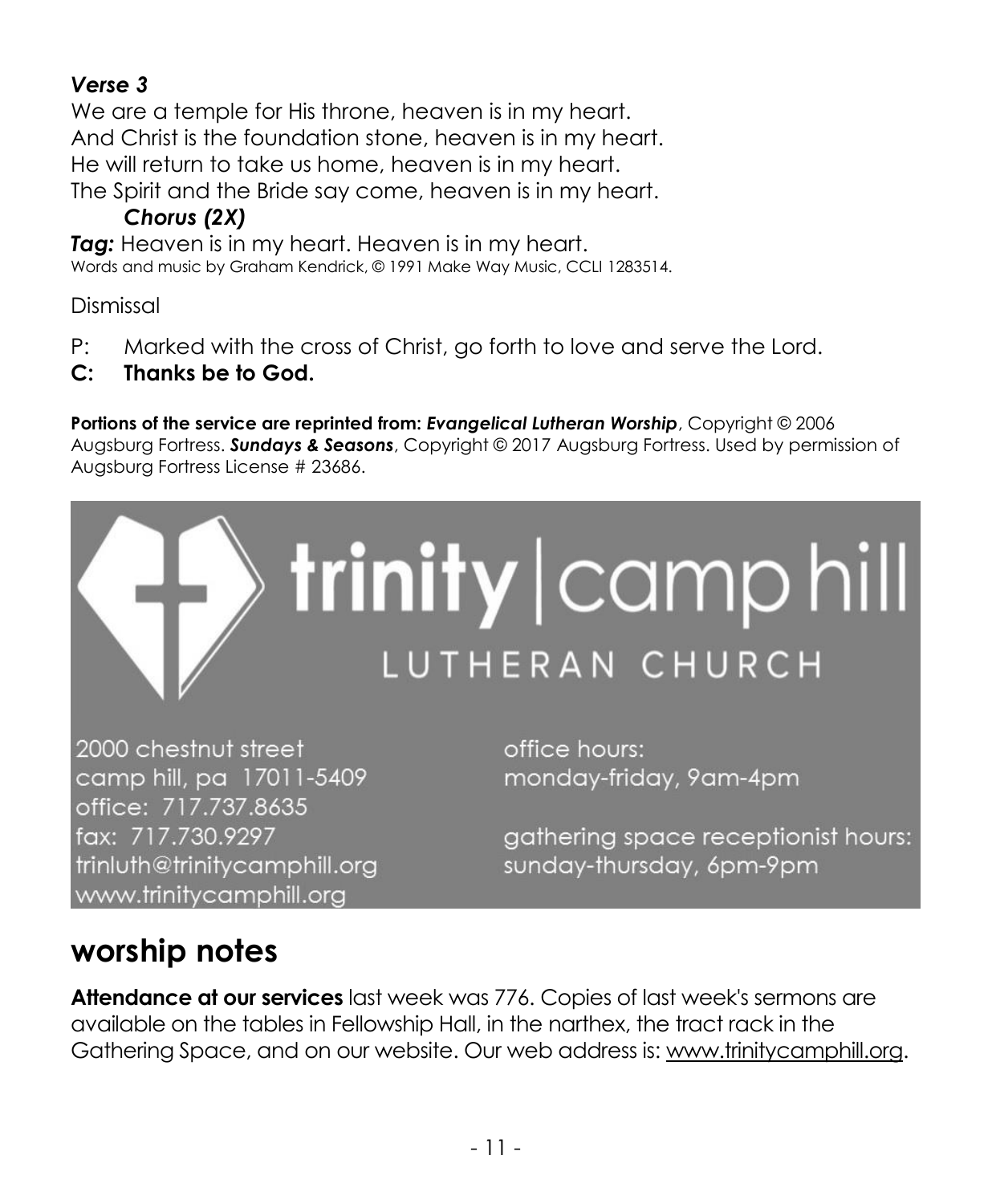***Verse 3***

We are a temple for His throne, heaven is in my heart.
And Christ is the foundation stone, heaven is in my heart.
He will return to take us home, heaven is in my heart.
The Spirit and the Bride say come, heaven is in my heart.

***Chorus (2X)***

***Tag:*** Heaven is in my heart. Heaven is in my heart.

Words and music by Graham Kendrick, © 1991 Make Way Music, CCLI 1283514.

Dismissal

P: Marked with the cross of Christ, go forth to love and serve the Lord.

**C: Thanks be to God.**

**Portions of the service are reprinted from: *Evangelical Lutheran Worship***, Copyright © 2006 Augsburg Fortress. ***Sundays & Seasons***, Copyright © 2017 Augsburg Fortress. Used by permission of Augsburg Fortress License # 23686.

**trinity** | camp hill
LUTHERAN CHURCH

2000 chestnut street
camp hill, pa 17011-5409
office: 717.737.8635
fax: 717.730.9297
trinluth@trinitycamphill.org
www.trinitycamphill.org

office hours:
monday-friday, 9am-4pm

gathering space receptionist hours:
sunday-thursday, 6pm-9pm

## worship notes

**Attendance at our services** last week was 776. Copies of last week's sermons are available on the tables in Fellowship Hall, in the narthex, the tract rack in the Gathering Space, and on our website. Our web address is: www.trinitycamphill.org.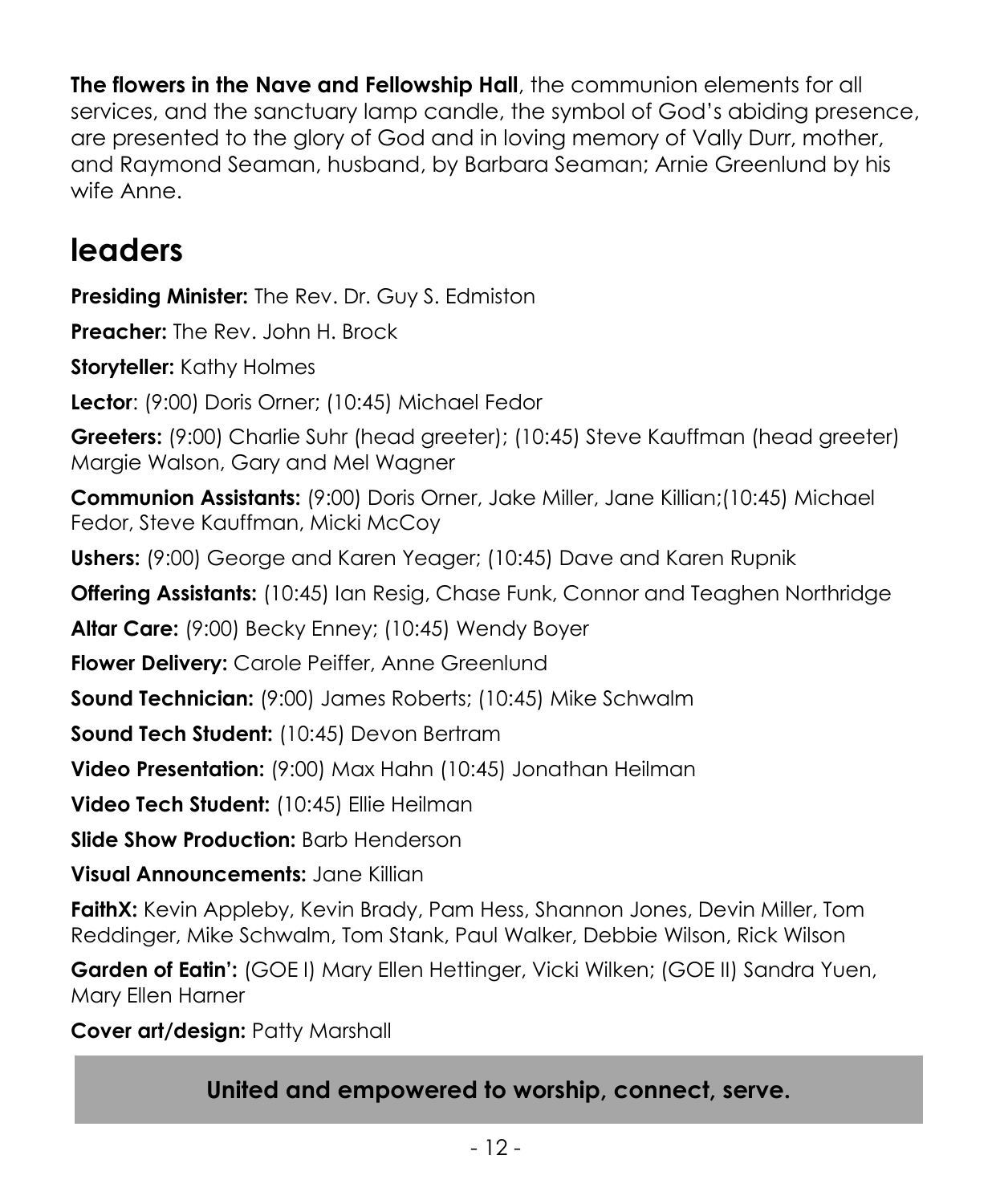**The flowers in the Nave and Fellowship Hall**, the communion elements for all services, and the sanctuary lamp candle, the symbol of God's abiding presence, are presented to the glory of God and in loving memory of Vally Durr, mother, and Raymond Seaman, husband, by Barbara Seaman; Arnie Greenlund by his wife Anne.

## leaders

**Presiding Minister:** The Rev. Dr. Guy S. Edmiston

**Preacher:** The Rev. John H. Brock

**Storyteller:** Kathy Holmes

**Lector**: (9:00) Doris Orner; (10:45) Michael Fedor

**Greeters:** (9:00) Charlie Suhr (head greeter); (10:45) Steve Kauffman (head greeter) Margie Walson, Gary and Mel Wagner

**Communion Assistants:** (9:00) Doris Orner, Jake Miller, Jane Killian;(10:45) Michael Fedor, Steve Kauffman, Micki McCoy

**Ushers:** (9:00) George and Karen Yeager; (10:45) Dave and Karen Rupnik

**Offering Assistants:** (10:45) Ian Resig, Chase Funk, Connor and Teaghen Northridge

**Altar Care:** (9:00) Becky Enney; (10:45) Wendy Boyer

**Flower Delivery:** Carole Peiffer, Anne Greenlund

**Sound Technician:** (9:00) James Roberts; (10:45) Mike Schwalm

**Sound Tech Student:** (10:45) Devon Bertram

**Video Presentation:** (9:00) Max Hahn (10:45) Jonathan Heilman

**Video Tech Student:** (10:45) Ellie Heilman

**Slide Show Production:** Barb Henderson

**Visual Announcements:** Jane Killian

**FaithX:** Kevin Appleby, Kevin Brady, Pam Hess, Shannon Jones, Devin Miller, Tom Reddinger, Mike Schwalm, Tom Stank, Paul Walker, Debbie Wilson, Rick Wilson

**Garden of Eatin':** (GOE I) Mary Ellen Hettinger, Vicki Wilken; (GOE II) Sandra Yuen, Mary Ellen Harner

**Cover art/design:** Patty Marshall

**United and empowered to worship, connect, serve.**